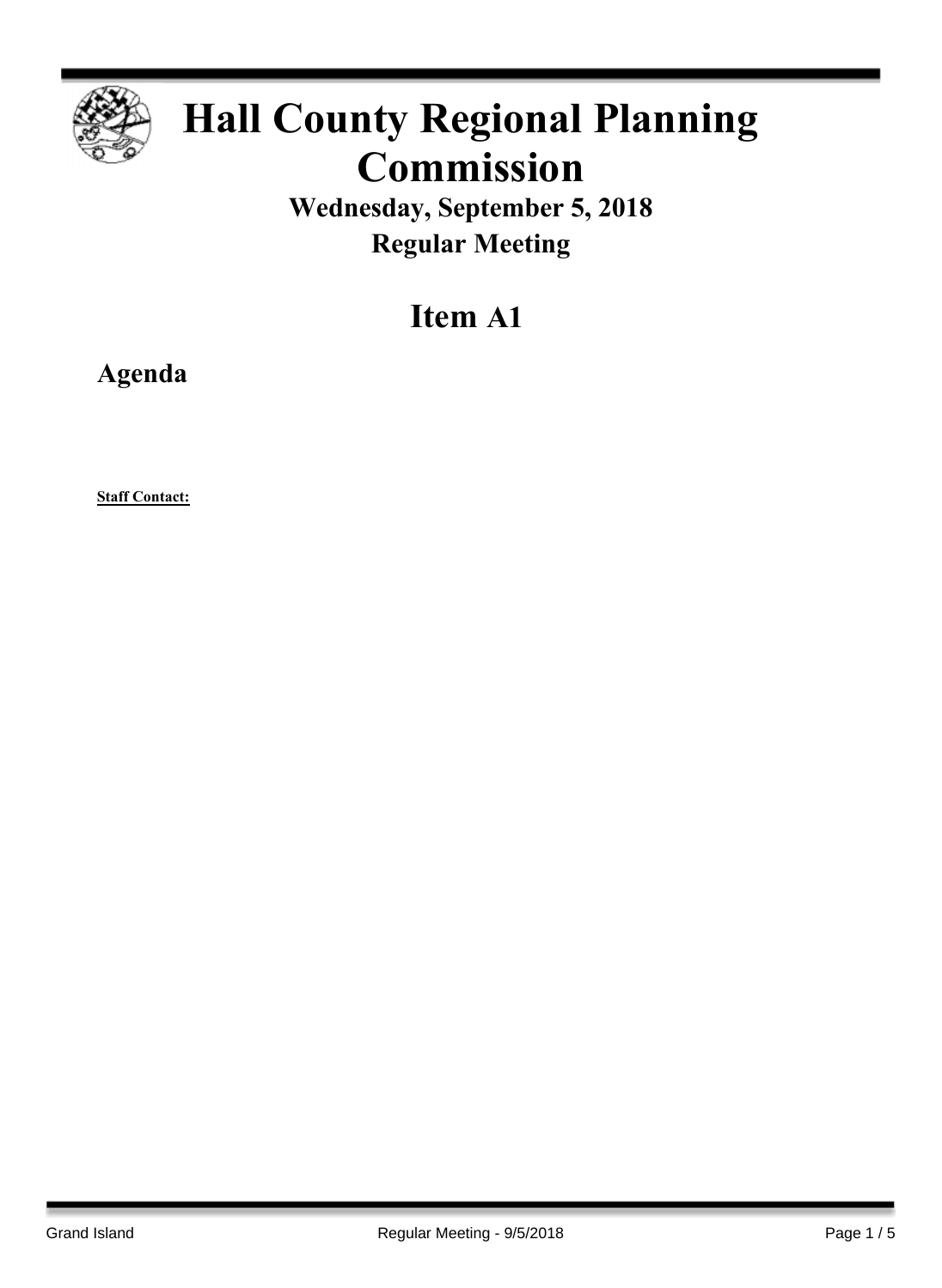# Hall County Regional Planning Commission

**Wednesday, September 5, 2018**

**Regular Meeting**

## Item A1

### Agenda

**Staff Contact:**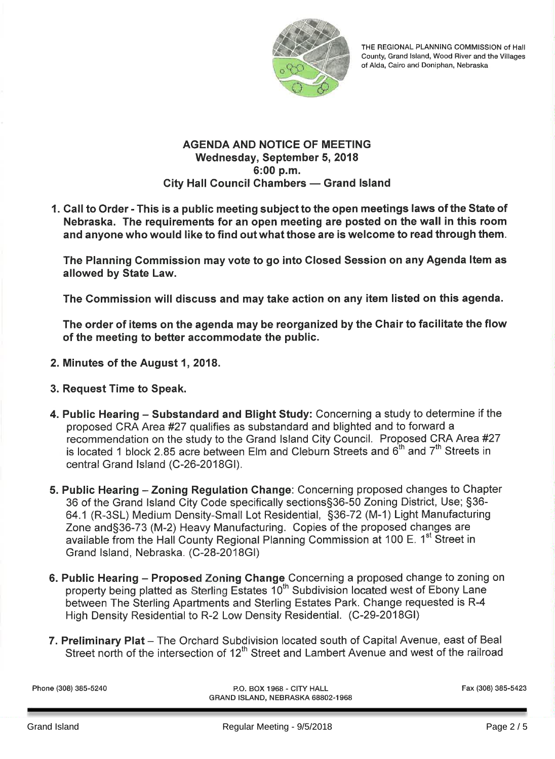THE REGIONAL PLANNING COMMISSION of Hall County, Grand Island, Wood River and the Villages of Alda, Cairo and Doniphan, Nebraska

## AGENDA AND NOTICE OF MEETING
## Wednesday, September 5, 2018
## 6:00 p.m.
## City Hall Council Chambers — Grand Island

1. **Call to Order - This is a public meeting subject to the open meetings laws of the State of Nebraska. The requirements for an open meeting are posted on the wall in this room and anyone who would like to find out what those are is welcome to read through them.**

   **The Planning Commission may vote to go into Closed Session on any Agenda Item as allowed by State Law.**

   **The Commission will discuss and may take action on any item listed on this agenda.**

   **The order of items on the agenda may be reorganized by the Chair to facilitate the flow of the meeting to better accommodate the public.**

2. **Minutes of the August 1, 2018.**

3. **Request Time to Speak.**

4. **Public Hearing – Substandard and Blight Study:** Concerning a study to determine if the proposed CRA Area #27 qualifies as substandard and blighted and to forward a recommendation on the study to the Grand Island City Council. Proposed CRA Area #27 is located 1 block 2.85 acre between Elm and Cleburn Streets and 6th and 7th Streets in central Grand Island (C-26-2018GI).

5. **Public Hearing – Zoning Regulation Change**: Concerning proposed changes to Chapter 36 of the Grand Island City Code specifically sections§36-50 Zoning District, Use; §36-64.1 (R-3SL) Medium Density-Small Lot Residential, §36-72 (M-1) Light Manufacturing Zone and§36-73 (M-2) Heavy Manufacturing. Copies of the proposed changes are available from the Hall County Regional Planning Commission at 100 E. 1st Street in Grand Island, Nebraska. (C-28-2018GI)

6. **Public Hearing – Proposed Zoning Change** Concerning a proposed change to zoning on property being platted as Sterling Estates 10th Subdivision located west of Ebony Lane between The Sterling Apartments and Sterling Estates Park. Change requested is R-4 High Density Residential to R-2 Low Density Residential. (C-29-2018GI)

7. **Preliminary Plat** – The Orchard Subdivision located south of Capital Avenue, east of Beal Street north of the intersection of 12th Street and Lambert Avenue and west of the railroad

Phone (308) 385-5240 P.O. BOX 1968 - CITY HALL GRAND ISLAND, NEBRASKA 68802-1968 Fax (308) 385-5423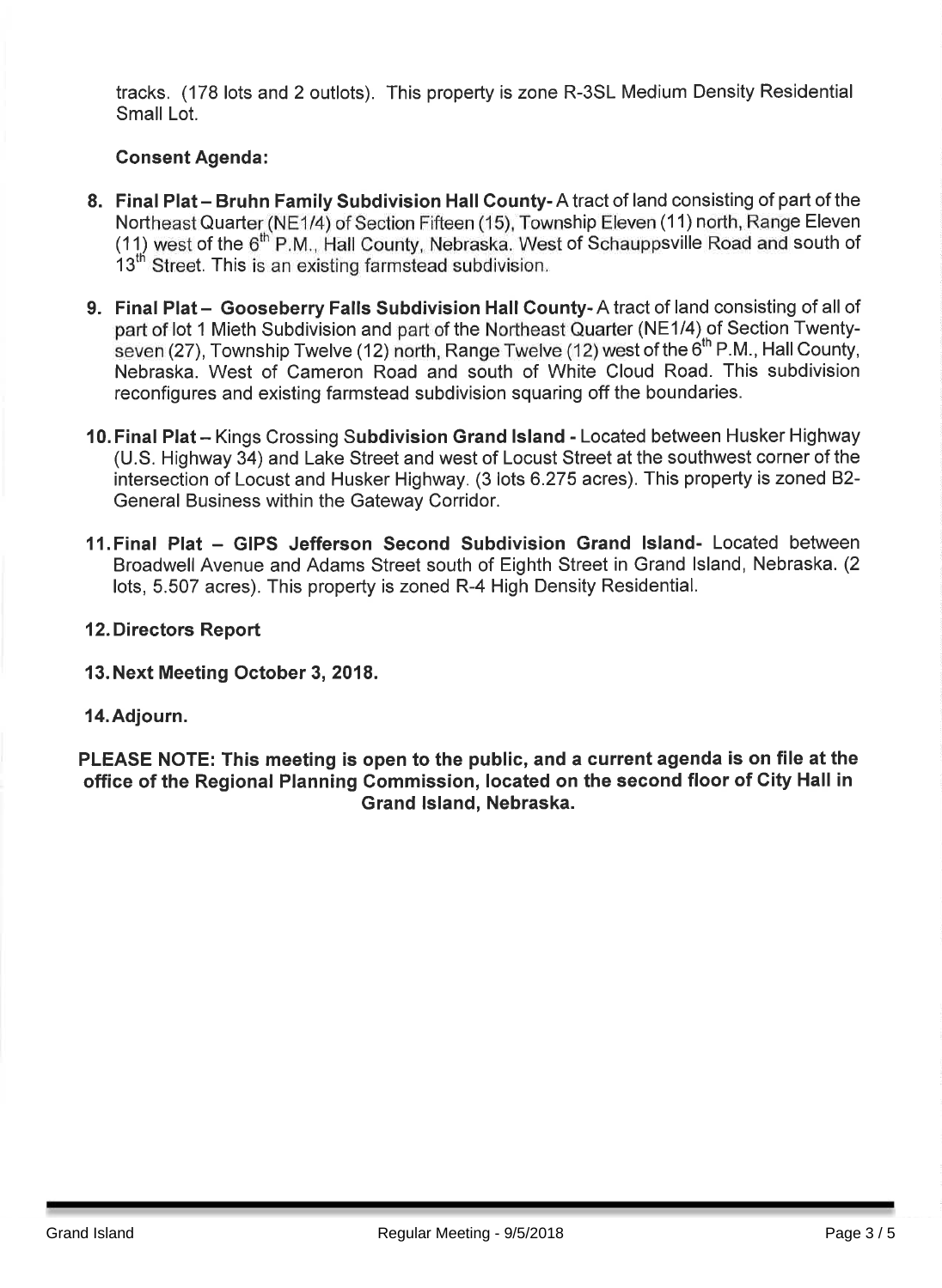tracks. (178 lots and 2 outlots). This property is zone R-3SL Medium Density Residential Small Lot.

**Consent Agenda:**

8. **Final Plat – Bruhn Family Subdivision Hall County-** A tract of land consisting of part of the Northeast Quarter (NE1/4) of Section Fifteen (15), Township Eleven (11) north, Range Eleven (11) west of the 6th P.M., Hall County, Nebraska. West of Schauppsville Road and south of 13th Street. This is an existing farmstead subdivision.

9. **Final Plat – Gooseberry Falls Subdivision Hall County-** A tract of land consisting of all of part of lot 1 Mieth Subdivision and part of the Northeast Quarter (NE1/4) of Section Twenty-seven (27), Township Twelve (12) north, Range Twelve (12) west of the 6th P.M., Hall County, Nebraska. West of Cameron Road and south of White Cloud Road. This subdivision reconfigures and existing farmstead subdivision squaring off the boundaries.

10. **Final Plat –** Kings Crossing S**ubdivision Grand Island -** Located between Husker Highway (U.S. Highway 34) and Lake Street and west of Locust Street at the southwest corner of the intersection of Locust and Husker Highway. (3 lots 6.275 acres). This property is zoned B2-General Business within the Gateway Corridor.

11. **Final Plat – GIPS Jefferson Second Subdivision Grand Island-** Located between Broadwell Avenue and Adams Street south of Eighth Street in Grand Island, Nebraska. (2 lots, 5.507 acres). This property is zoned R-4 High Density Residential.

12. **Directors Report**

13. **Next Meeting October 3, 2018.**

14. **Adjourn.**

**PLEASE NOTE: This meeting is open to the public, and a current agenda is on file at the office of the Regional Planning Commission, located on the second floor of City Hall in Grand Island, Nebraska.**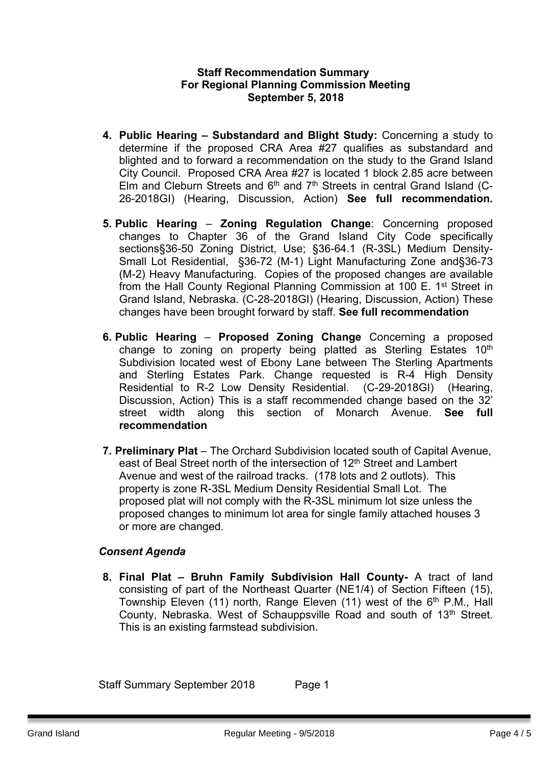**Staff Recommendation Summary**
**For Regional Planning Commission Meeting**
**September 5, 2018**

4. **Public Hearing – Substandard and Blight Study:** Concerning a study to determine if the proposed CRA Area #27 qualifies as substandard and blighted and to forward a recommendation on the study to the Grand Island City Council. Proposed CRA Area #27 is located 1 block 2.85 acre between Elm and Cleburn Streets and 6th and 7th Streets in central Grand Island (C-26-2018GI) (Hearing, Discussion, Action) **See full recommendation.**

5. **Public Hearing** – **Zoning Regulation Change**: Concerning proposed changes to Chapter 36 of the Grand Island City Code specifically sections§36-50 Zoning District, Use; §36-64.1 (R-3SL) Medium Density-Small Lot Residential, §36-72 (M-1) Light Manufacturing Zone and§36-73 (M-2) Heavy Manufacturing. Copies of the proposed changes are available from the Hall County Regional Planning Commission at 100 E. 1st Street in Grand Island, Nebraska. (C-28-2018GI) (Hearing, Discussion, Action) These changes have been brought forward by staff. **See full recommendation**

6. **Public Hearing** – **Proposed Zoning Change** Concerning a proposed change to zoning on property being platted as Sterling Estates 10th Subdivision located west of Ebony Lane between The Sterling Apartments and Sterling Estates Park. Change requested is R-4 High Density Residential to R-2 Low Density Residential. (C-29-2018GI) (Hearing, Discussion, Action) This is a staff recommended change based on the 32' street width along this section of Monarch Avenue. **See full recommendation**

7. **Preliminary Plat** – The Orchard Subdivision located south of Capital Avenue, east of Beal Street north of the intersection of 12th Street and Lambert Avenue and west of the railroad tracks. (178 lots and 2 outlots). This property is zone R-3SL Medium Density Residential Small Lot. The proposed plat will not comply with the R-3SL minimum lot size unless the proposed changes to minimum lot area for single family attached houses 3 or more are changed.

***Consent Agenda***

8. **Final Plat – Bruhn Family Subdivision Hall County-** A tract of land consisting of part of the Northeast Quarter (NE1/4) of Section Fifteen (15), Township Eleven (11) north, Range Eleven (11) west of the 6th P.M., Hall County, Nebraska. West of Schauppsville Road and south of 13th Street. This is an existing farmstead subdivision.

Staff Summary September 2018 Page 1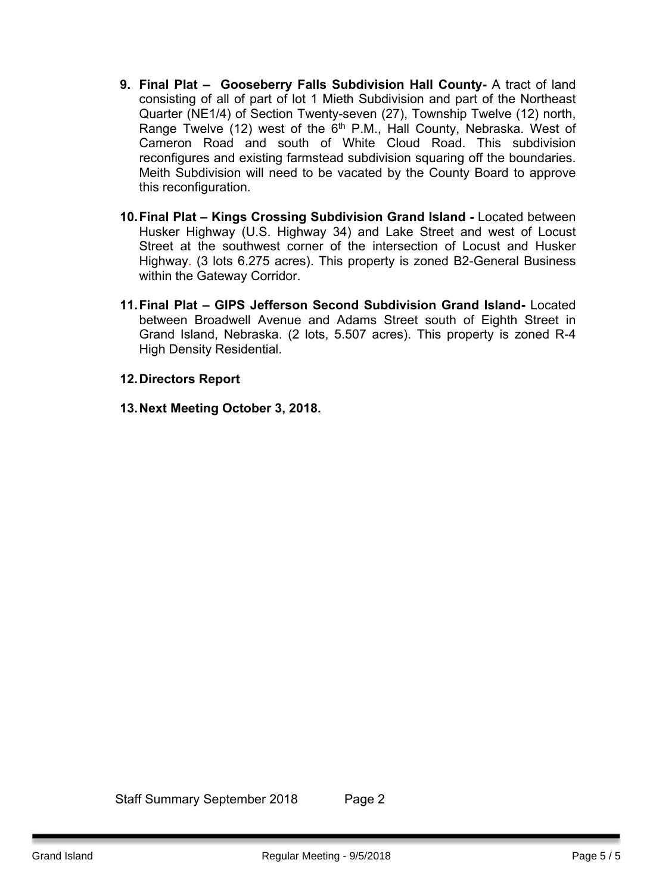9. **Final Plat – Gooseberry Falls Subdivision Hall County-** A tract of land consisting of all of part of lot 1 Mieth Subdivision and part of the Northeast Quarter (NE1/4) of Section Twenty-seven (27), Township Twelve (12) north, Range Twelve (12) west of the 6th P.M., Hall County, Nebraska. West of Cameron Road and south of White Cloud Road. This subdivision reconfigures and existing farmstead subdivision squaring off the boundaries. Meith Subdivision will need to be vacated by the County Board to approve this reconfiguration.

10. **Final Plat – Kings Crossing Subdivision Grand Island -** Located between Husker Highway (U.S. Highway 34) and Lake Street and west of Locust Street at the southwest corner of the intersection of Locust and Husker Highway. (3 lots 6.275 acres). This property is zoned B2-General Business within the Gateway Corridor.

11. **Final Plat – GIPS Jefferson Second Subdivision Grand Island-** Located between Broadwell Avenue and Adams Street south of Eighth Street in Grand Island, Nebraska. (2 lots, 5.507 acres). This property is zoned R-4 High Density Residential.

12. **Directors Report**

13. **Next Meeting October 3, 2018.**

Staff Summary September 2018 Page 2